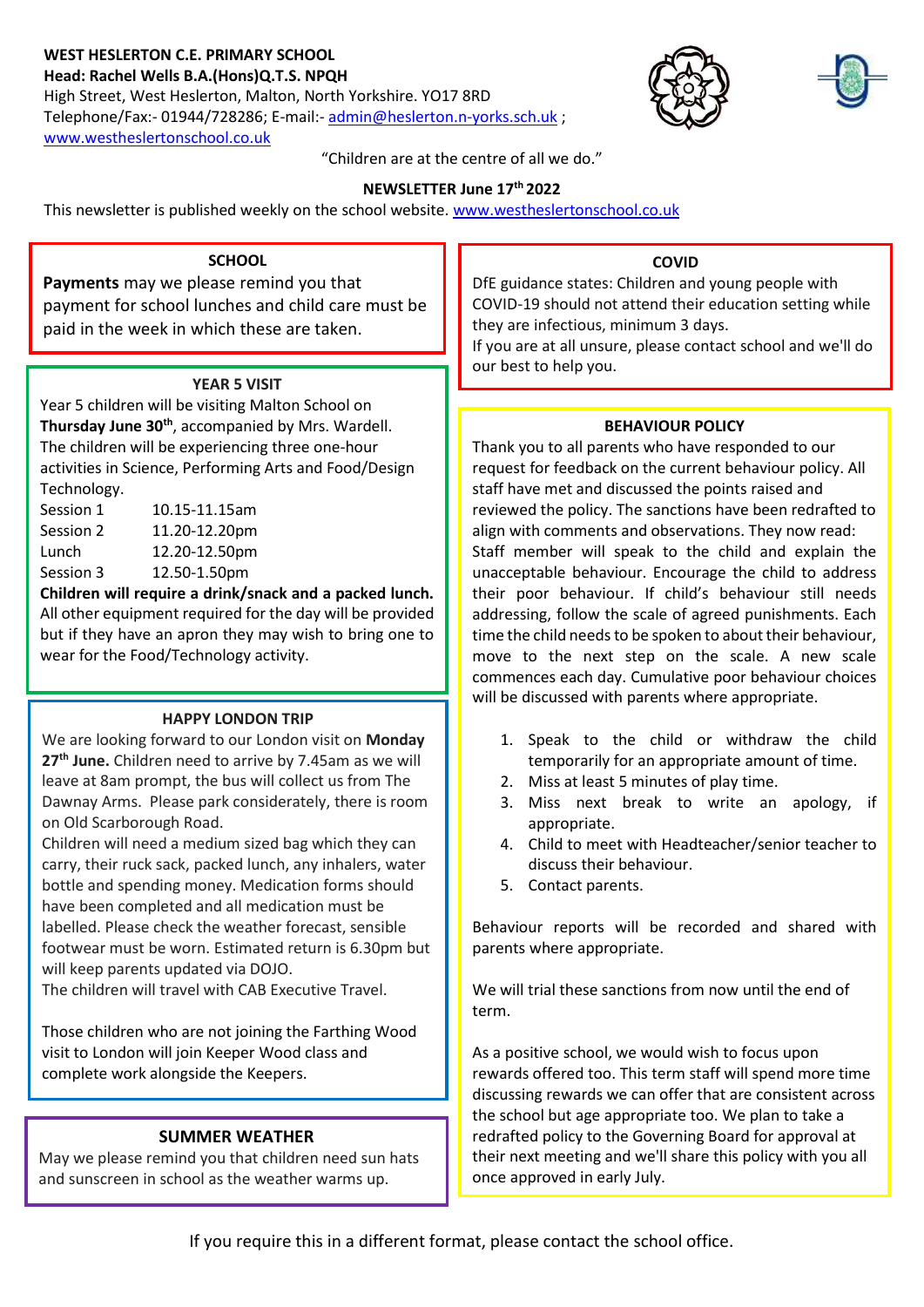**WEST HESLERTON C.E. PRIMARY SCHOOL**
**Head: Rachel Wells B.A.(Hons)Q.T.S. NPQH**
High Street, West Heslerton, Malton, North Yorkshire. YO17 8RD
Telephone/Fax:- 01944/728286; E-mail:- admin@heslerton.n-yorks.sch.uk ;
www.westheslertonschool.co.uk

"Children are at the centre of all we do."

## NEWSLETTER June 17th 2022

This newsletter is published weekly on the school website. www.westheslertonschool.co.uk

### SCHOOL

**Payments** may we please remind you that payment for school lunches and child care must be paid in the week in which these are taken.

### YEAR 5 VISIT

Year 5 children will be visiting Malton School on **Thursday June 30th**, accompanied by Mrs. Wardell. The children will be experiencing three one-hour activities in Science, Performing Arts and Food/Design Technology.

| | |
|---|---|
| Session 1 | 10.15-11.15am |
| Session 2 | 11.20-12.20pm |
| Lunch | 12.20-12.50pm |
| Session 3 | 12.50-1.50pm |

**Children will require a drink/snack and a packed lunch.** All other equipment required for the day will be provided but if they have an apron they may wish to bring one to wear for the Food/Technology activity.

### HAPPY LONDON TRIP

We are looking forward to our London visit on **Monday 27th June.** Children need to arrive by 7.45am as we will leave at 8am prompt, the bus will collect us from The Dawnay Arms. Please park considerately, there is room on Old Scarborough Road.

Children will need a medium sized bag which they can carry, their ruck sack, packed lunch, any inhalers, water bottle and spending money. Medication forms should have been completed and all medication must be labelled. Please check the weather forecast, sensible footwear must be worn. Estimated return is 6.30pm but will keep parents updated via DOJO.

The children will travel with CAB Executive Travel.

Those children who are not joining the Farthing Wood visit to London will join Keeper Wood class and complete work alongside the Keepers.

### SUMMER WEATHER

May we please remind you that children need sun hats and sunscreen in school as the weather warms up.

### COVID

DfE guidance states: Children and young people with COVID-19 should not attend their education setting while they are infectious, minimum 3 days.

If you are at all unsure, please contact school and we'll do our best to help you.

### BEHAVIOUR POLICY

Thank you to all parents who have responded to our request for feedback on the current behaviour policy. All staff have met and discussed the points raised and reviewed the policy. The sanctions have been redrafted to align with comments and observations. They now read:

Staff member will speak to the child and explain the unacceptable behaviour. Encourage the child to address their poor behaviour. If child's behaviour still needs addressing, follow the scale of agreed punishments. Each time the child needs to be spoken to about their behaviour, move to the next step on the scale. A new scale commences each day. Cumulative poor behaviour choices will be discussed with parents where appropriate.

1. Speak to the child or withdraw the child temporarily for an appropriate amount of time.
2. Miss at least 5 minutes of play time.
3. Miss next break to write an apology, if appropriate.
4. Child to meet with Headteacher/senior teacher to discuss their behaviour.
5. Contact parents.

Behaviour reports will be recorded and shared with parents where appropriate.

We will trial these sanctions from now until the end of term.

As a positive school, we would wish to focus upon rewards offered too. This term staff will spend more time discussing rewards we can offer that are consistent across the school but age appropriate too. We plan to take a redrafted policy to the Governing Board for approval at their next meeting and we'll share this policy with you all once approved in early July.

If you require this in a different format, please contact the school office.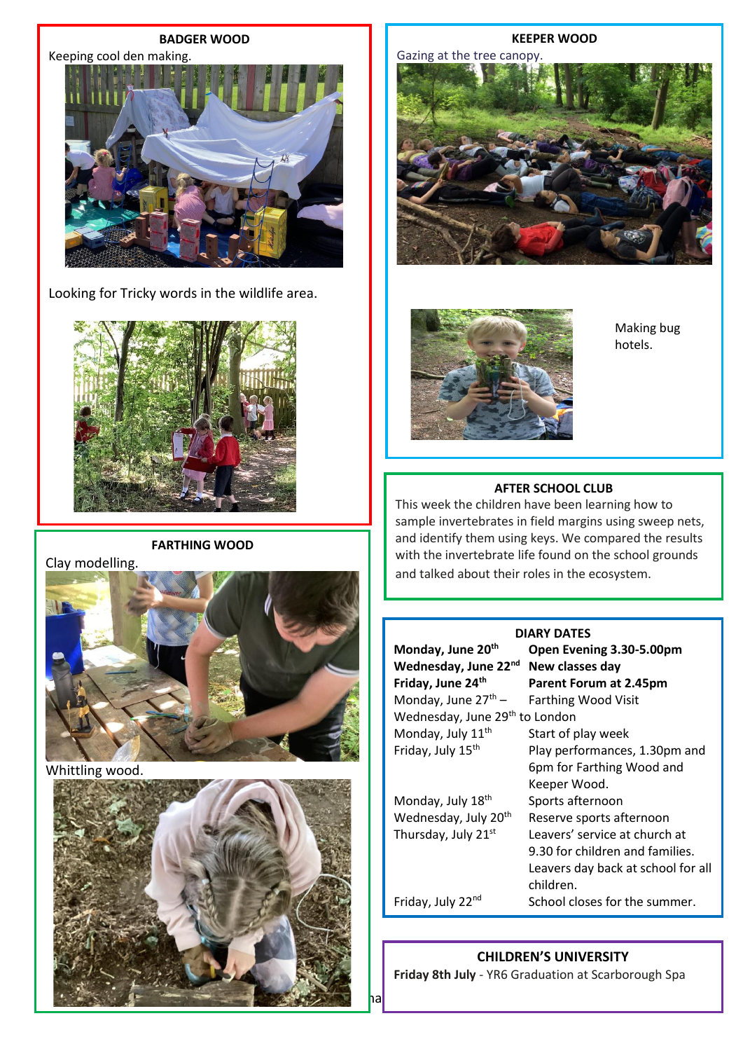## BADGER WOOD

Keeping cool den making.

Looking for Tricky words in the wildlife area.

## FARTHING WOOD

Clay modelling.

Whittling wood.

## KEEPER WOOD

Gazing at the tree canopy.

Making bug hotels.

## AFTER SCHOOL CLUB

This week the children have been learning how to sample invertebrates in field margins using sweep nets, and identify them using keys. We compared the results with the invertebrate life found on the school grounds and talked about their roles in the ecosystem.

## DIARY DATES

| | |
|---|---|
| **Monday, June 20th** | **Open Evening 3.30-5.00pm** |
| **Wednesday, June 22nd** | **New classes day** |
| **Friday, June 24th** | **Parent Forum at 2.45pm** |
| Monday, June 27th – Wednesday, June 29th | Farthing Wood Visit to London |
| Monday, July 11th | Start of play week |
| Friday, July 15th | Play performances, 1.30pm and 6pm for Farthing Wood and Keeper Wood. |
| Monday, July 18th | Sports afternoon |
| Wednesday, July 20th | Reserve sports afternoon |
| Thursday, July 21st | Leavers' service at church at 9.30 for children and families. Leavers day back at school for all children. |
| Friday, July 22nd | School closes for the summer. |

## CHILDREN'S UNIVERSITY

**Friday 8th July** - YR6 Graduation at Scarborough Spa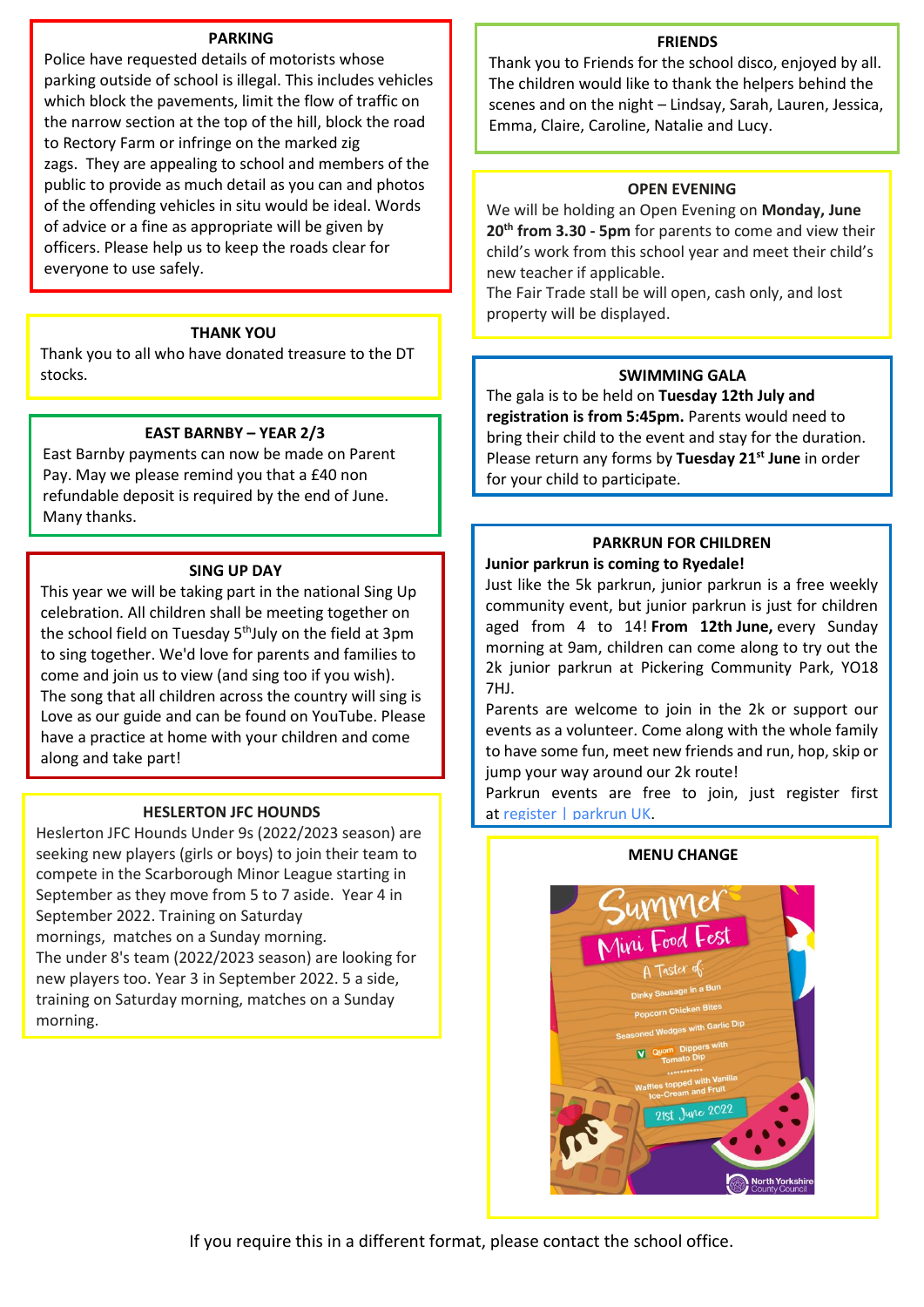## PARKING

Police have requested details of motorists whose parking outside of school is illegal. This includes vehicles which block the pavements, limit the flow of traffic on the narrow section at the top of the hill, block the road to Rectory Farm or infringe on the marked zig zags. They are appealing to school and members of the public to provide as much detail as you can and photos of the offending vehicles in situ would be ideal. Words of advice or a fine as appropriate will be given by officers. Please help us to keep the roads clear for everyone to use safely.

## THANK YOU

Thank you to all who have donated treasure to the DT stocks.

## EAST BARNBY – YEAR 2/3

East Barnby payments can now be made on Parent Pay. May we please remind you that a £40 non refundable deposit is required by the end of June. Many thanks.

## SING UP DAY

This year we will be taking part in the national Sing Up celebration. All children shall be meeting together on the school field on Tuesday 5th July on the field at 3pm to sing together. We'd love for parents and families to come and join us to view (and sing too if you wish). The song that all children across the country will sing is Love as our guide and can be found on YouTube. Please have a practice at home with your children and come along and take part!

## HESLERTON JFC HOUNDS

Heslerton JFC Hounds Under 9s (2022/2023 season) are seeking new players (girls or boys) to join their team to compete in the Scarborough Minor League starting in September as they move from 5 to 7 aside. Year 4 in September 2022. Training on Saturday mornings, matches on a Sunday morning.

The under 8's team (2022/2023 season) are looking for new players too. Year 3 in September 2022. 5 a side, training on Saturday morning, matches on a Sunday morning.

## FRIENDS

Thank you to Friends for the school disco, enjoyed by all. The children would like to thank the helpers behind the scenes and on the night – Lindsay, Sarah, Lauren, Jessica, Emma, Claire, Caroline, Natalie and Lucy.

## OPEN EVENING

We will be holding an Open Evening on **Monday, June 20th from 3.30 - 5pm** for parents to come and view their child's work from this school year and meet their child's new teacher if applicable.

The Fair Trade stall be will open, cash only, and lost property will be displayed.

## SWIMMING GALA

The gala is to be held on **Tuesday 12th July and registration is from 5:45pm.** Parents would need to bring their child to the event and stay for the duration. Please return any forms by **Tuesday 21st June** in order for your child to participate.

## PARKRUN FOR CHILDREN

**Junior parkrun is coming to Ryedale!**

Just like the 5k parkrun, junior parkrun is a free weekly community event, but junior parkrun is just for children aged from 4 to 14! **From 12th June,** every Sunday morning at 9am, children can come along to try out the 2k junior parkrun at Pickering Community Park, YO18 7HJ.

Parents are welcome to join in the 2k or support our events as a volunteer. Come along with the whole family to have some fun, meet new friends and run, hop, skip or jump your way around our 2k route!

Parkrun events are free to join, just register first at register | parkrun UK.

## MENU CHANGE

Summer Mini Food Fest

A Taster of

Dinky Sausage in a Bun

Popcorn Chicken Bites

Seasoned Wedges with Garlic Dip

V Quorn Dippers with Tomato Dip

Waffles topped with Vanilla Ice-Cream and Fruit

21st June 2022

North Yorkshire County Council

If you require this in a different format, please contact the school office.